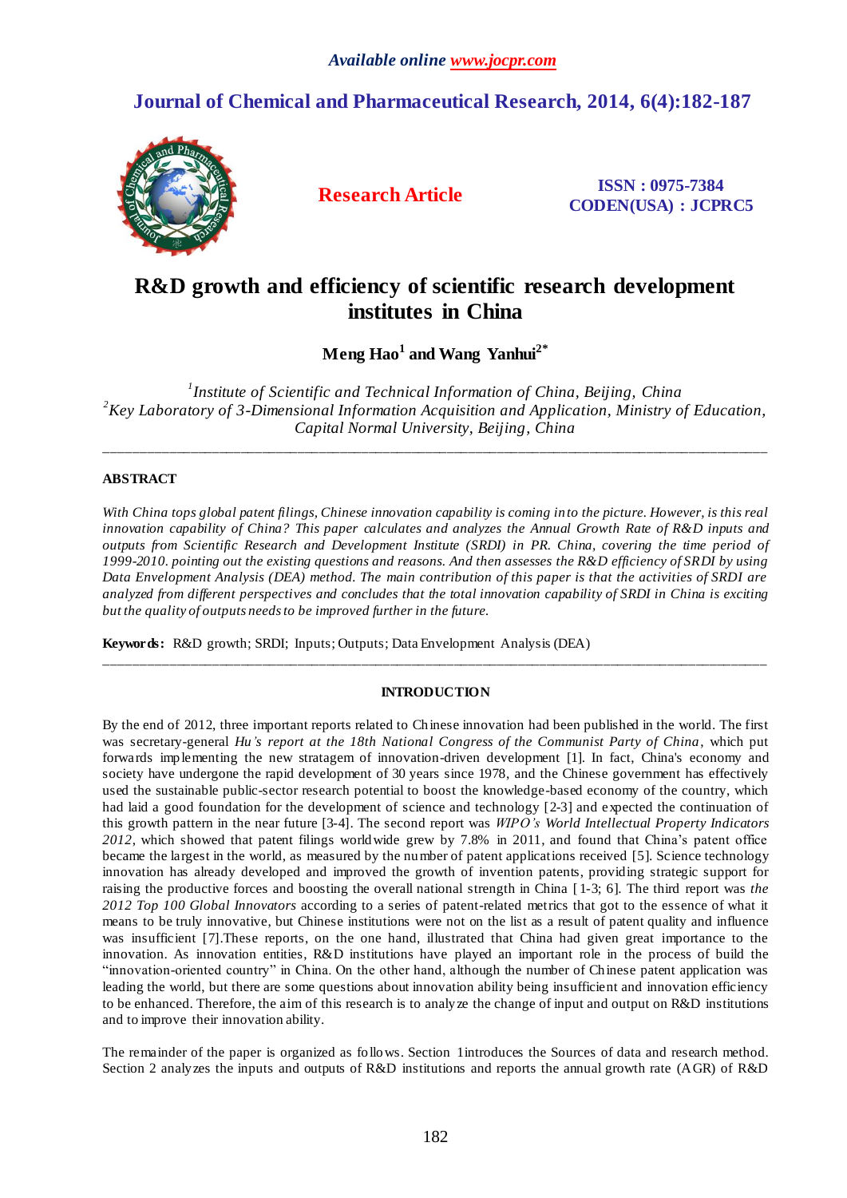*Available online www.jocpr.com*

## Journal of Chemical and Pharmaceutical Research, 2014, 6(4):182-187

**Research Article**

**ISSN : 0975-7384**
**CODEN(USA) : JCPRC5**

# R&D growth and efficiency of scientific research development institutes in China

**Meng Hao[1] and Wang Yanhui[2*]**

[1]*Institute of Scientific and Technical Information of China, Beijing, China*
[2]*Key Laboratory of 3-Dimensional Information Acquisition and Application, Ministry of Education, Capital Normal University, Beijing, China*

---

### ABSTRACT

*With China tops global patent filings, Chinese innovation capability is coming into the picture. However, is this real innovation capability of China? This paper calculates and analyzes the Annual Growth Rate of R&D inputs and outputs from Scientific Research and Development Institute (SRDI) in PR. China, covering the time period of 1999-2010. pointing out the existing questions and reasons. And then assesses the R&D efficiency of SRDI by using Data Envelopment Analysis (DEA) method. The main contribution of this paper is that the activities of SRDI are analyzed from different perspectives and concludes that the total innovation capability of SRDI in China is exciting but the quality of outputs needs to be improved further in the future.*

**Keywords:** R&D growth; SRDI; Inputs; Outputs; Data Envelopment Analysis (DEA)

---

### INTRODUCTION

By the end of 2012, three important reports related to Chinese innovation had been published in the world. The first was secretary-general *Hu's report at the 18th National Congress of the Communist Party of China*, which put forwards implementing the new stratagem of innovation-driven development [1]. In fact, China's economy and society have undergone the rapid development of 30 years since 1978, and the Chinese government has effectively used the sustainable public-sector research potential to boost the knowledge-based economy of the country, which had laid a good foundation for the development of science and technology [2-3] and expected the continuation of this growth pattern in the near future [3-4]. The second report was *WIPO's World Intellectual Property Indicators 2012*, which showed that patent filings worldwide grew by 7.8% in 2011, and found that China's patent office became the largest in the world, as measured by the number of patent applications received [5]. Science technology innovation has already developed and improved the growth of invention patents, providing strategic support for raising the productive forces and boosting the overall national strength in China [1-3; 6]. The third report was *the 2012 Top 100 Global Innovators* according to a series of patent-related metrics that got to the essence of what it means to be truly innovative, but Chinese institutions were not on the list as a result of patent quality and influence was insufficient [7].These reports, on the one hand, illustrated that China had given great importance to the innovation. As innovation entities, R&D institutions have played an important role in the process of build the "innovation-oriented country" in China. On the other hand, although the number of Chinese patent application was leading the world, but there are some questions about innovation ability being insufficient and innovation efficiency to be enhanced. Therefore, the aim of this research is to analyze the change of input and output on R&D institutions and to improve their innovation ability.

The remainder of the paper is organized as follows. Section 1introduces the Sources of data and research method. Section 2 analyzes the inputs and outputs of R&D institutions and reports the annual growth rate (AGR) of R&D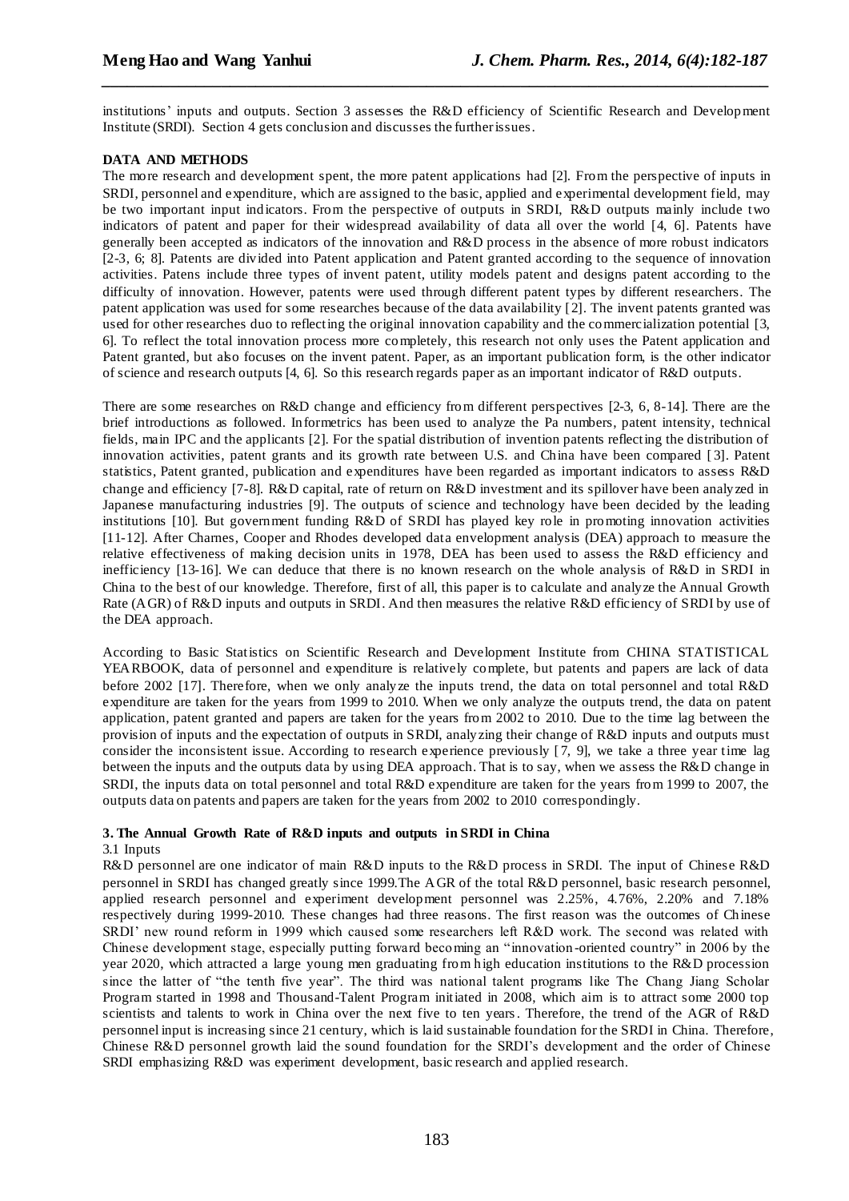institutions' inputs and outputs. Section 3 assesses the R&D efficiency of Scientific Research and Development Institute (SRDI). Section 4 gets conclusion and discusses the further issues.

**DATA AND METHODS**

The more research and development spent, the more patent applications had [2]. From the perspective of inputs in SRDI, personnel and expenditure, which are assigned to the basic, applied and experimental development field, may be two important input indicators. From the perspective of outputs in SRDI, R&D outputs mainly include two indicators of patent and paper for their widespread availability of data all over the world [4, 6]. Patents have generally been accepted as indicators of the innovation and R&D process in the absence of more robust indicators [2-3, 6; 8]. Patents are divided into Patent application and Patent granted according to the sequence of innovation activities. Patens include three types of invent patent, utility models patent and designs patent according to the difficulty of innovation. However, patents were used through different patent types by different researchers. The patent application was used for some researches because of the data availability [2]. The invent patents granted was used for other researches duo to reflecting the original innovation capability and the commercialization potential [3, 6]. To reflect the total innovation process more completely, this research not only uses the Patent application and Patent granted, but also focuses on the invent patent. Paper, as an important publication form, is the other indicator of science and research outputs [4, 6]. So this research regards paper as an important indicator of R&D outputs.

There are some researches on R&D change and efficiency from different perspectives [2-3, 6, 8-14]. There are the brief introductions as followed. Informetrics has been used to analyze the Pa numbers, patent intensity, technical fields, main IPC and the applicants [2]. For the spatial distribution of invention patents reflecting the distribution of innovation activities, patent grants and its growth rate between U.S. and China have been compared [3]. Patent statistics, Patent granted, publication and expenditures have been regarded as important indicators to assess R&D change and efficiency [7-8]. R&D capital, rate of return on R&D investment and its spillover have been analyzed in Japanese manufacturing industries [9]. The outputs of science and technology have been decided by the leading institutions [10]. But government funding R&D of SRDI has played key role in promoting innovation activities [11-12]. After Charnes, Cooper and Rhodes developed data envelopment analysis (DEA) approach to measure the relative effectiveness of making decision units in 1978, DEA has been used to assess the R&D efficiency and inefficiency [13-16]. We can deduce that there is no known research on the whole analysis of R&D in SRDI in China to the best of our knowledge. Therefore, first of all, this paper is to calculate and analyze the Annual Growth Rate (AGR) of R&D inputs and outputs in SRDI. And then measures the relative R&D efficiency of SRDI by use of the DEA approach.

According to Basic Statistics on Scientific Research and Development Institute from CHINA STATISTICAL YEARBOOK, data of personnel and expenditure is relatively complete, but patents and papers are lack of data before 2002 [17]. Therefore, when we only analyze the inputs trend, the data on total personnel and total R&D expenditure are taken for the years from 1999 to 2010. When we only analyze the outputs trend, the data on patent application, patent granted and papers are taken for the years from 2002 to 2010. Due to the time lag between the provision of inputs and the expectation of outputs in SRDI, analyzing their change of R&D inputs and outputs must consider the inconsistent issue. According to research experience previously [7, 9], we take a three year time lag between the inputs and the outputs data by using DEA approach. That is to say, when we assess the R&D change in SRDI, the inputs data on total personnel and total R&D expenditure are taken for the years from 1999 to 2007, the outputs data on patents and papers are taken for the years from 2002 to 2010 correspondingly.

## 3. The Annual Growth Rate of R&D inputs and outputs in SRDI in China

### 3.1 Inputs

R&D personnel are one indicator of main R&D inputs to the R&D process in SRDI. The input of Chinese R&D personnel in SRDI has changed greatly since 1999.The AGR of the total R&D personnel, basic research personnel, applied research personnel and experiment development personnel was 2.25%, 4.76%, 2.20% and 7.18% respectively during 1999-2010. These changes had three reasons. The first reason was the outcomes of Chinese SRDI' new round reform in 1999 which caused some researchers left R&D work. The second was related with Chinese development stage, especially putting forward becoming an "innovation-oriented country" in 2006 by the year 2020, which attracted a large young men graduating from high education institutions to the R&D procession since the latter of "the tenth five year". The third was national talent programs like The Chang Jiang Scholar Program started in 1998 and Thousand-Talent Program initiated in 2008, which aim is to attract some 2000 top scientists and talents to work in China over the next five to ten years. Therefore, the trend of the AGR of R&D personnel input is increasing since 21 century, which is laid sustainable foundation for the SRDI in China. Therefore, Chinese R&D personnel growth laid the sound foundation for the SRDI's development and the order of Chinese SRDI emphasizing R&D was experiment development, basic research and applied research.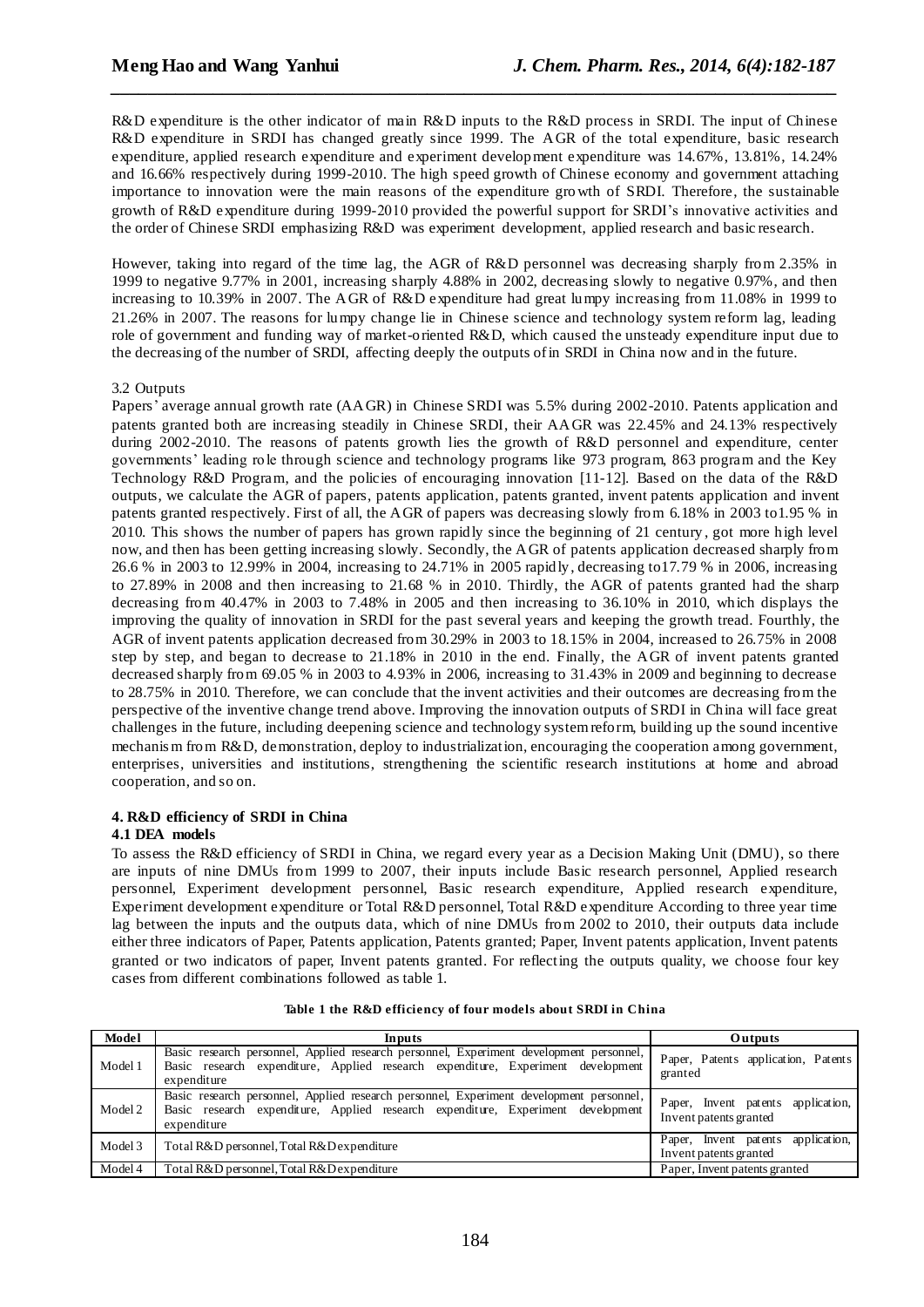R&D expenditure is the other indicator of main R&D inputs to the R&D process in SRDI. The input of Chinese R&D expenditure in SRDI has changed greatly since 1999. The AGR of the total expenditure, basic research expenditure, applied research expenditure and experiment development expenditure was 14.67%, 13.81%, 14.24% and 16.66% respectively during 1999-2010. The high speed growth of Chinese economy and government attaching importance to innovation were the main reasons of the expenditure growth of SRDI. Therefore, the sustainable growth of R&D expenditure during 1999-2010 provided the powerful support for SRDI's innovative activities and the order of Chinese SRDI emphasizing R&D was experiment development, applied research and basic research.

However, taking into regard of the time lag, the AGR of R&D personnel was decreasing sharply from 2.35% in 1999 to negative 9.77% in 2001, increasing sharply 4.88% in 2002, decreasing slowly to negative 0.97%, and then increasing to 10.39% in 2007. The AGR of R&D expenditure had great lumpy increasing from 11.08% in 1999 to 21.26% in 2007. The reasons for lumpy change lie in Chinese science and technology system reform lag, leading role of government and funding way of market-oriented R&D, which caused the unsteady expenditure input due to the decreasing of the number of SRDI, affecting deeply the outputs of in SRDI in China now and in the future.

### 3.2 Outputs

Papers' average annual growth rate (AAGR) in Chinese SRDI was 5.5% during 2002-2010. Patents application and patents granted both are increasing steadily in Chinese SRDI, their AAGR was 22.45% and 24.13% respectively during 2002-2010. The reasons of patents growth lies the growth of R&D personnel and expenditure, center governments' leading role through science and technology programs like 973 program, 863 program and the Key Technology R&D Program, and the policies of encouraging innovation [11-12]. Based on the data of the R&D outputs, we calculate the AGR of papers, patents application, patents granted, invent patents application and invent patents granted respectively. First of all, the AGR of papers was decreasing slowly from 6.18% in 2003 to1.95 % in 2010. This shows the number of papers has grown rapidly since the beginning of 21 century, got more high level now, and then has been getting increasing slowly. Secondly, the AGR of patents application decreased sharply from 26.6 % in 2003 to 12.99% in 2004, increasing to 24.71% in 2005 rapidly, decreasing to17.79 % in 2006, increasing to 27.89% in 2008 and then increasing to 21.68 % in 2010. Thirdly, the AGR of patents granted had the sharp decreasing from 40.47% in 2003 to 7.48% in 2005 and then increasing to 36.10% in 2010, which displays the improving the quality of innovation in SRDI for the past several years and keeping the growth tread. Fourthly, the AGR of invent patents application decreased from 30.29% in 2003 to 18.15% in 2004, increased to 26.75% in 2008 step by step, and began to decrease to 21.18% in 2010 in the end. Finally, the AGR of invent patents granted decreased sharply from 69.05 % in 2003 to 4.93% in 2006, increasing to 31.43% in 2009 and beginning to decrease to 28.75% in 2010. Therefore, we can conclude that the invent activities and their outcomes are decreasing from the perspective of the inventive change trend above. Improving the innovation outputs of SRDI in China will face great challenges in the future, including deepening science and technology system reform, building up the sound incentive mechanism from R&D, demonstration, deploy to industrialization, encouraging the cooperation among government, enterprises, universities and institutions, strengthening the scientific research institutions at home and abroad cooperation, and so on.

## 4. R&D efficiency of SRDI in China

### 4.1 DEA models

To assess the R&D efficiency of SRDI in China, we regard every year as a Decision Making Unit (DMU), so there are inputs of nine DMUs from 1999 to 2007, their inputs include Basic research personnel, Applied research personnel, Experiment development personnel, Basic research expenditure, Applied research expenditure, Experiment development expenditure or Total R&D personnel, Total R&D expenditure According to three year time lag between the inputs and the outputs data, which of nine DMUs from 2002 to 2010, their outputs data include either three indicators of Paper, Patents application, Patents granted; Paper, Invent patents application, Invent patents granted or two indicators of paper, Invent patents granted. For reflecting the outputs quality, we choose four key cases from different combinations followed as table 1.

**Table 1 the R&D efficiency of four models about SRDI in China**

| Model | Inputs | Outputs |
|---|---|---|
| Model 1 | Basic research personnel, Applied research personnel, Experiment development personnel, Basic research expenditure, Applied research expenditure, Experiment development expenditure | Paper, Patents application, Patents granted |
| Model 2 | Basic research personnel, Applied research personnel, Experiment development personnel, Basic research expenditure, Applied research expenditure, Experiment development expenditure | Paper, Invent patents application, Invent patents granted |
| Model 3 | Total R&D personnel, Total R&D expenditure | Paper, Invent patents application, Invent patents granted |
| Model 4 | Total R&D personnel, Total R&D expenditure | Paper, Invent patents granted |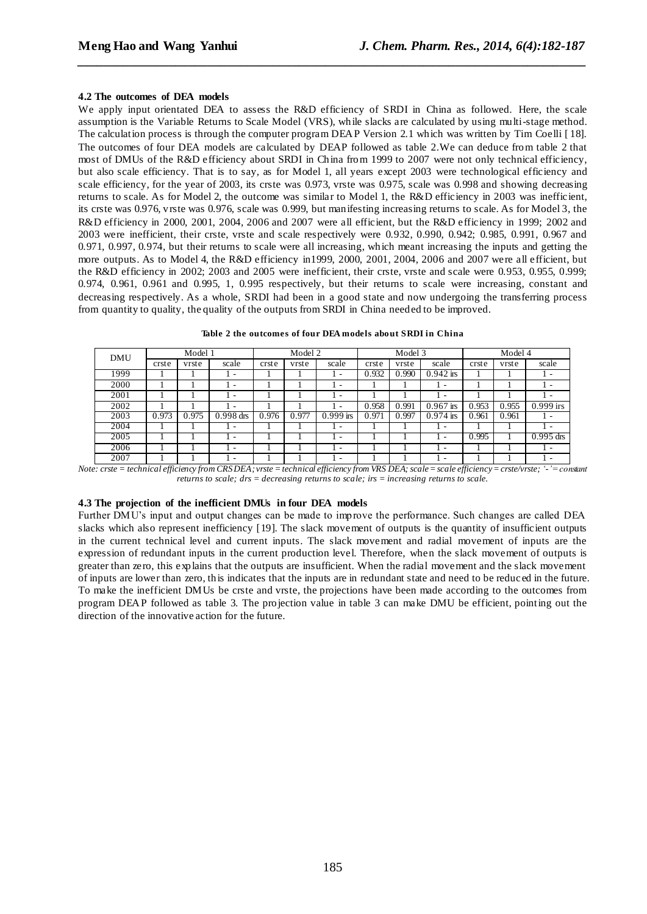#### 4.2 The outcomes of DEA models

We apply input orientated DEA to assess the R&D efficiency of SRDI in China as followed. Here, the scale assumption is the Variable Returns to Scale Model (VRS), while slacks are calculated by using multi-stage method. The calculation process is through the computer program DEAP Version 2.1 which was written by Tim Coelli [18]. The outcomes of four DEA models are calculated by DEAP followed as table 2.We can deduce from table 2 that most of DMUs of the R&D efficiency about SRDI in China from 1999 to 2007 were not only technical efficiency, but also scale efficiency. That is to say, as for Model 1, all years except 2003 were technological efficiency and scale efficiency, for the year of 2003, its crste was 0.973, vrste was 0.975, scale was 0.998 and showing decreasing returns to scale. As for Model 2, the outcome was similar to Model 1, the R&D efficiency in 2003 was inefficient, its crste was 0.976, vrste was 0.976, scale was 0.999, but manifesting increasing returns to scale. As for Model 3, the R&D efficiency in 2000, 2001, 2004, 2006 and 2007 were all efficient, but the R&D efficiency in 1999; 2002 and 2003 were inefficient, their crste, vrste and scale respectively were 0.932, 0.990, 0.942; 0.985, 0.991, 0.967 and 0.971, 0.997, 0.974, but their returns to scale were all increasing, which meant increasing the inputs and getting the more outputs. As to Model 4, the R&D efficiency in1999, 2000, 2001, 2004, 2006 and 2007 were all efficient, but the R&D efficiency in 2002; 2003 and 2005 were inefficient, their crste, vrste and scale were 0.953, 0.955, 0.999; 0.974, 0.961, 0.961 and 0.995, 1, 0.995 respectively, but their returns to scale were increasing, constant and decreasing respectively. As a whole, SRDI had been in a good state and now undergoing the transferring process from quantity to quality, the quality of the outputs from SRDI in China needed to be improved.

**Table 2 the outcomes of four DEA models about SRDI in China**

| DMU | Model 1 | | | Model 2 | | | Model 3 | | | Model 4 | | |
|---|---|---|---|---|---|---|---|---|---|---|---|---|
| | crste | vrste | scale | crste | vrste | scale | crste | vrste | scale | crste | vrste | scale |
| 1999 | 1 | 1 | 1 - | 1 | 1 | 1 - | 0.932 | 0.990 | 0.942 irs | 1 | 1 | 1 - |
| 2000 | 1 | 1 | 1 - | 1 | 1 | 1 - | 1 | 1 | 1 - | 1 | 1 | 1 - |
| 2001 | 1 | 1 | 1 - | 1 | 1 | 1 - | 1 | 1 | 1 - | 1 | 1 | 1 - |
| 2002 | 1 | 1 | 1 - | 1 | 1 | 1 - | 0.958 | 0.991 | 0.967 irs | 0.953 | 0.955 | 0.999 irs |
| 2003 | 0.973 | 0.975 | 0.998 drs | 0.976 | 0.977 | 0.999 irs | 0.971 | 0.997 | 0.974 irs | 0.961 | 0.961 | 1 - |
| 2004 | 1 | 1 | 1 - | 1 | 1 | 1 - | 1 | 1 | 1 - | 1 | 1 | 1 - |
| 2005 | 1 | 1 | 1 - | 1 | 1 | 1 - | 1 | 1 | 1 - | 0.995 | 1 | 0.995 drs |
| 2006 | 1 | 1 | 1 - | 1 | 1 | 1 - | 1 | 1 | 1 - | 1 | 1 | 1 - |
| 2007 | 1 | 1 | 1 - | 1 | 1 | 1 - | 1 | 1 | 1 - | 1 | 1 | 1 - |

*Note: crste = technical efficiency from CRS DEA; vrste = technical efficiency from VRS DEA; scale = scale efficiency = crste/vrste; '-' = constant returns to scale; drs = decreasing returns to scale; irs = increasing returns to scale.*

#### 4.3 The projection of the inefficient DMUs in four DEA models

Further DMU's input and output changes can be made to improve the performance. Such changes are called DEA slacks which also represent inefficiency [19]. The slack movement of outputs is the quantity of insufficient outputs in the current technical level and current inputs. The slack movement and radial movement of inputs are the expression of redundant inputs in the current production level. Therefore, when the slack movement of outputs is greater than zero, this explains that the outputs are insufficient. When the radial movement and the slack movement of inputs are lower than zero, this indicates that the inputs are in redundant state and need to be reduced in the future. To make the inefficient DMUs be crste and vrste, the projections have been made according to the outcomes from program DEAP followed as table 3. The projection value in table 3 can make DMU be efficient, pointing out the direction of the innovative action for the future.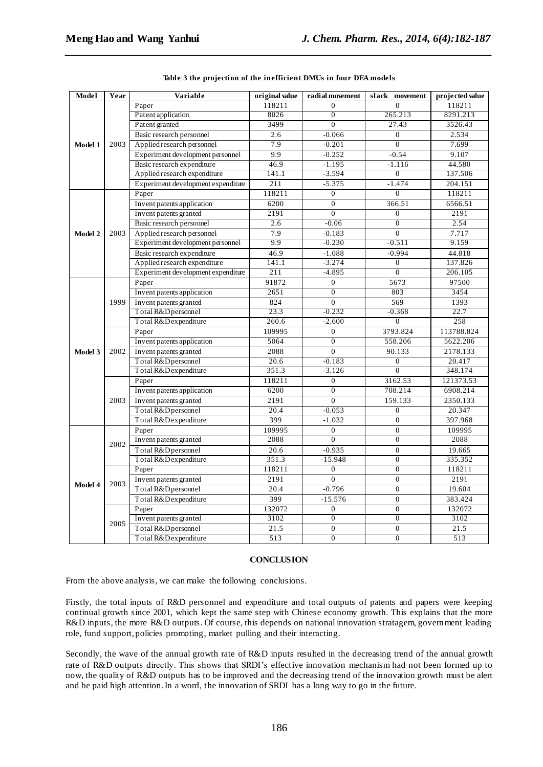**Table 3 the projection of the inefficient DMUs in four DEA models**

| Model | Year | Variable | original value | radial movement | slack movement | projected value |
|---|---|---|---|---|---|---|
| Model 1 | 2003 | Paper | 118211 | 0 | 0 | 118211 |
| | | Patent application | 8026 | 0 | 265.213 | 8291.213 |
| | | Patent granted | 3499 | 0 | 27.43 | 3526.43 |
| | | Basic research personnel | 2.6 | -0.066 | 0 | 2.534 |
| | | Applied research personnel | 7.9 | -0.201 | 0 | 7.699 |
| | | Experiment development personnel | 9.9 | -0.252 | -0.54 | 9.107 |
| | | Basic research expenditure | 46.9 | -1.195 | -1.116 | 44.580 |
| | | Applied research expenditure | 141.1 | -3.594 | 0 | 137.506 |
| | | Experiment development expenditure | 211 | -5.375 | -1.474 | 204.151 |
| Model 2 | 2003 | Paper | 118211 | 0 | 0 | 118211 |
| | | Invent patents application | 6200 | 0 | 366.51 | 6566.51 |
| | | Invent patents granted | 2191 | 0 | 0 | 2191 |
| | | Basic research personnel | 2.6 | -0.06 | 0 | 2.54 |
| | | Applied research personnel | 7.9 | -0.183 | 0 | 7.717 |
| | | Experiment development personnel | 9.9 | -0.230 | -0.511 | 9.159 |
| | | Basic research expenditure | 46.9 | -1.088 | -0.994 | 44.818 |
| | | Applied research expenditure | 141.1 | -3.274 | 0 | 137.826 |
| | | Experiment development expenditure | 211 | -4.895 | 0 | 206.105 |
| Model 3 | 1999 | Paper | 91872 | 0 | 5673 | 97500 |
| | | Invent patents application | 2651 | 0 | 803 | 3454 |
| | | Invent patents granted | 824 | 0 | 569 | 1393 |
| | | Total R&D personnel | 23.3 | -0.232 | -0.368 | 22.7 |
| | | Total R&D expenditure | 260.6 | -2.600 | 0 | 258 |
| | 2002 | Paper | 109995 | 0 | 3793.824 | 113788.824 |
| | | Invent patents application | 5064 | 0 | 558.206 | 5622.206 |
| | | Invent patents granted | 2088 | 0 | 90.133 | 2178.133 |
| | | Total R&D personnel | 20.6 | -0.183 | 0 | 20.417 |
| | | Total R&D expenditure | 351.3 | -3.126 | 0 | 348.174 |
| | 2003 | Paper | 118211 | 0 | 3162.53 | 121373.53 |
| | | Invent patents application | 6200 | 0 | 708.214 | 6908.214 |
| | | Invent patents granted | 2191 | 0 | 159.133 | 2350.133 |
| | | Total R&D personnel | 20.4 | -0.053 | 0 | 20.347 |
| | | Total R&D expenditure | 399 | -1.032 | 0 | 397.968 |
| Model 4 | 2002 | Paper | 109995 | 0 | 0 | 109995 |
| | | Invent patents granted | 2088 | 0 | 0 | 2088 |
| | | Total R&D personnel | 20.6 | -0.935 | 0 | 19.665 |
| | | Total R&D expenditure | 351.3 | -15.948 | 0 | 335.352 |
| | 2003 | Paper | 118211 | 0 | 0 | 118211 |
| | | Invent patents granted | 2191 | 0 | 0 | 2191 |
| | | Total R&D personnel | 20.4 | -0.796 | 0 | 19.604 |
| | | Total R&D expenditure | 399 | -15.576 | 0 | 383.424 |
| | 2005 | Paper | 132072 | 0 | 0 | 132072 |
| | | Invent patents granted | 3102 | 0 | 0 | 3102 |
| | | Total R&D personnel | 21.5 | 0 | 0 | 21.5 |
| | | Total R&D expenditure | 513 | 0 | 0 | 513 |

## CONCLUSION

From the above analysis, we can make the following conclusions.

Firstly, the total inputs of R&D personnel and expenditure and total outputs of patents and papers were keeping continual growth since 2001, which kept the same step with Chinese economy growth. This explains that the more R&D inputs, the more R&D outputs. Of course, this depends on national innovation stratagem, government leading role, fund support, policies promoting, market pulling and their interacting.

Secondly, the wave of the annual growth rate of R&D inputs resulted in the decreasing trend of the annual growth rate of R&D outputs directly. This shows that SRDI's effective innovation mechanism had not been formed up to now, the quality of R&D outputs has to be improved and the decreasing trend of the innovation growth must be alert and be paid high attention. In a word, the innovation of SRDI has a long way to go in the future.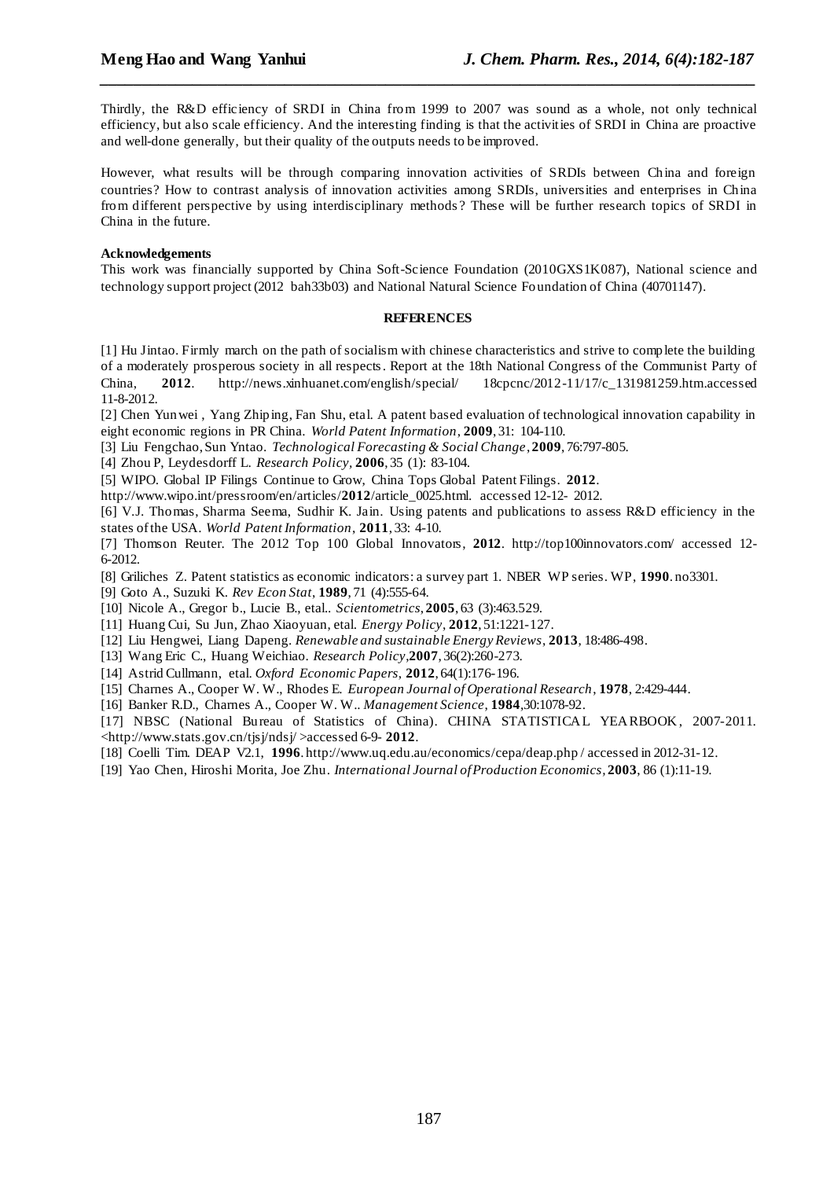Thirdly, the R&D efficiency of SRDI in China from 1999 to 2007 was sound as a whole, not only technical efficiency, but also scale efficiency. And the interesting finding is that the activities of SRDI in China are proactive and well-done generally, but their quality of the outputs needs to be improved.

However, what results will be through comparing innovation activities of SRDIs between China and foreign countries? How to contrast analysis of innovation activities among SRDIs, universities and enterprises in China from different perspective by using interdisciplinary methods? These will be further research topics of SRDI in China in the future.

**Acknowledgements**

This work was financially supported by China Soft-Science Foundation (2010GXS1K087), National science and technology support project (2012 bah33b03) and National Natural Science Foundation of China (40701147).

## REFERENCES

[1] Hu Jintao. Firmly march on the path of socialism with chinese characteristics and strive to complete the building of a moderately prosperous society in all respects. Report at the 18th National Congress of the Communist Party of China, **2012**. http://news.xinhuanet.com/english/special/ 18cpcnc/2012-11/17/c_131981259.htm.accessed 11-8-2012.

[2] Chen Yunwei , Yang Zhiping, Fan Shu, etal. A patent based evaluation of technological innovation capability in eight economic regions in PR China. *World Patent Information*, **2009**, 31: 104-110.

[3] Liu Fengchao, Sun Yntao. *Technological Forecasting & Social Change*, **2009**, 76:797-805.

[4] Zhou P, Leydesdorff L. *Research Policy*, **2006**, 35 (1): 83-104.

[5] WIPO. Global IP Filings Continue to Grow, China Tops Global Patent Filings. **2012**. http://www.wipo.int/pressroom/en/articles/**2012**/article_0025.html. accessed 12-12- 2012.

[6] V.J. Thomas, Sharma Seema, Sudhir K. Jain. Using patents and publications to assess R&D efficiency in the states of the USA. *World Patent Information*, **2011**, 33: 4-10.

[7] Thomson Reuter. The 2012 Top 100 Global Innovators, **2012**. http://top100innovators.com/ accessed 12-6-2012.

[8] Griliches Z. Patent statistics as economic indicators: a survey part 1. NBER WP series. WP, **1990**. no3301.

[9] Goto A., Suzuki K. *Rev Econ Stat*, **1989**, 71 (4):555-64.

[10] Nicole A., Gregor b., Lucie B., etal.. *Scientometrics*, **2005**, 63 (3):463.529.

[11] Huang Cui, Su Jun, Zhao Xiaoyuan, etal. *Energy Policy*, **2012**, 51:1221-127.

[12] Liu Hengwei, Liang Dapeng. *Renewable and sustainable Energy Reviews*, **2013**, 18:486-498.

[13] Wang Eric C., Huang Weichiao. *Research Policy*,**2007**, 36(2):260-273.

[14] Astrid Cullmann, etal. *Oxford Economic Papers*, **2012**, 64(1):176-196.

[15] Charnes A., Cooper W. W., Rhodes E. *European Journal of Operational Research*, **1978**, 2:429-444.

[16] Banker R.D., Charnes A., Cooper W. W.. *Management Science*, **1984**,30:1078-92.

[17] NBSC (National Bureau of Statistics of China). CHINA STATISTICAL YEARBOOK, 2007-2011. <http://www.stats.gov.cn/tjsj/ndsj/ >accessed 6-9- **2012**.

[18] Coelli Tim. DEAP V2.1, **1996**. http://www.uq.edu.au/economics/cepa/deap.php / accessed in 2012-31-12.

[19] Yao Chen, Hiroshi Morita, Joe Zhu. *International Journal of Production Economics*, **2003**, 86 (1):11-19.